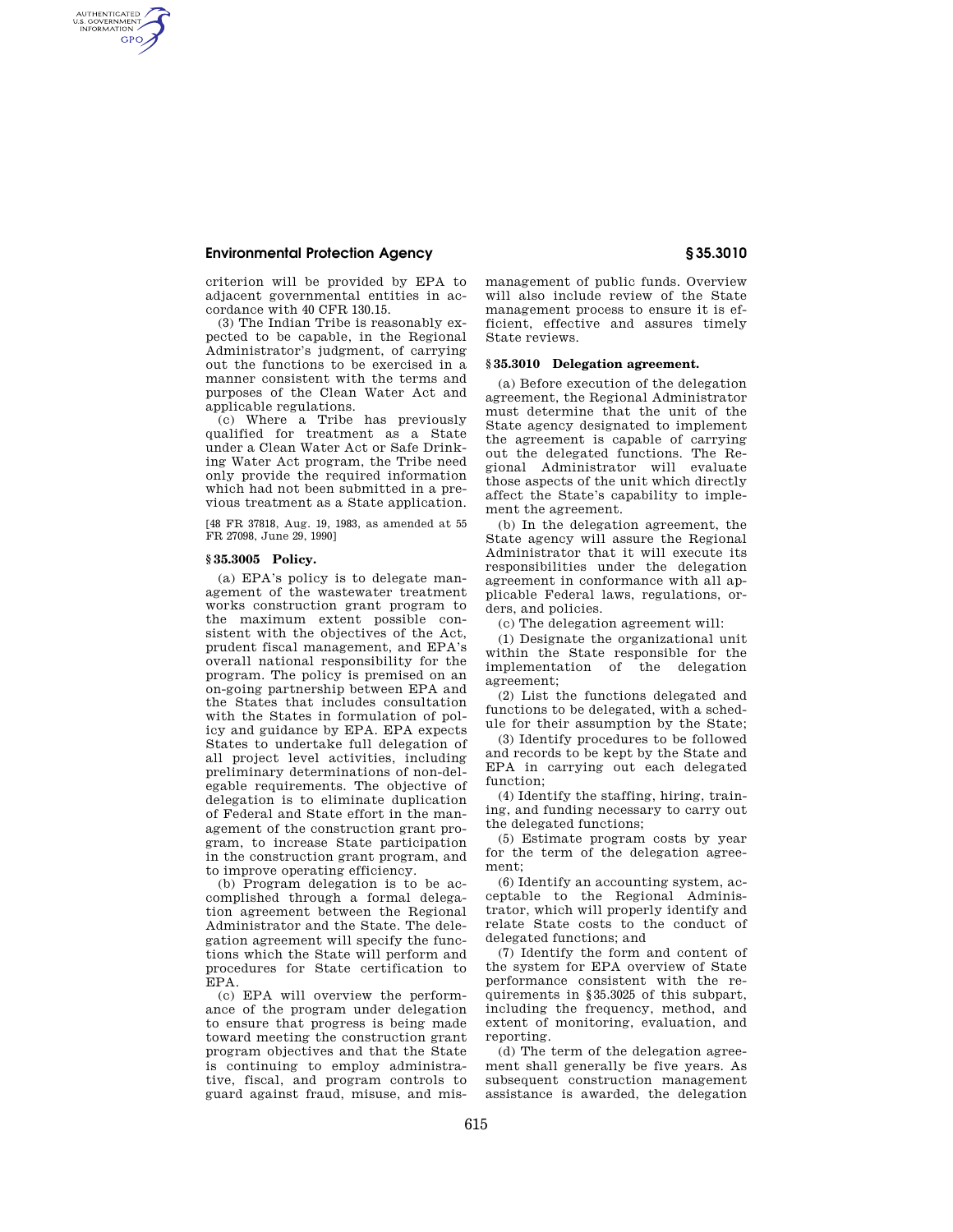criterion will be provided by EPA to adjacent governmental entities in accordance with 40 CFR 130.15.

(3) The Indian Tribe is reasonably expected to be capable, in the Regional Administrator's judgment, of carrying out the functions to be exercised in a manner consistent with the terms and purposes of the Clean Water Act and applicable regulations.

(c) Where a Tribe has previously qualified for treatment as a State under a Clean Water Act or Safe Drinking Water Act program, the Tribe need only provide the required information which had not been submitted in a previous treatment as a State application.

[48 FR 37818, Aug. 19, 1983, as amended at 55 FR 27098, June 29, 1990]

### § 35.3005 Policy.

(a) EPA's policy is to delegate management of the wastewater treatment works construction grant program to the maximum extent possible consistent with the objectives of the Act, prudent fiscal management, and EPA's overall national responsibility for the program. The policy is premised on an on-going partnership between EPA and the States that includes consultation with the States in formulation of policy and guidance by EPA. EPA expects States to undertake full delegation of all project level activities, including preliminary determinations of non-delegable requirements. The objective of delegation is to eliminate duplication of Federal and State effort in the management of the construction grant program, to increase State participation in the construction grant program, and to improve operating efficiency.

(b) Program delegation is to be accomplished through a formal delegation agreement between the Regional Administrator and the State. The delegation agreement will specify the functions which the State will perform and procedures for State certification to EPA.

(c) EPA will overview the performance of the program under delegation to ensure that progress is being made toward meeting the construction grant program objectives and that the State is continuing to employ administrative, fiscal, and program controls to guard against fraud, misuse, and mismanagement of public funds. Overview will also include review of the State management process to ensure it is efficient, effective and assures timely State reviews.

### § 35.3010 Delegation agreement.

(a) Before execution of the delegation agreement, the Regional Administrator must determine that the unit of the State agency designated to implement the agreement is capable of carrying out the delegated functions. The Regional Administrator will evaluate those aspects of the unit which directly affect the State's capability to implement the agreement.

(b) In the delegation agreement, the State agency will assure the Regional Administrator that it will execute its responsibilities under the delegation agreement in conformance with all applicable Federal laws, regulations, orders, and policies.

(c) The delegation agreement will:

(1) Designate the organizational unit within the State responsible for the implementation of the delegation agreement;

(2) List the functions delegated and functions to be delegated, with a schedule for their assumption by the State;

(3) Identify procedures to be followed and records to be kept by the State and EPA in carrying out each delegated function;

(4) Identify the staffing, hiring, training, and funding necessary to carry out the delegated functions;

(5) Estimate program costs by year for the term of the delegation agreement;

(6) Identify an accounting system, acceptable to the Regional Administrator, which will properly identify and relate State costs to the conduct of delegated functions; and

(7) Identify the form and content of the system for EPA overview of State performance consistent with the requirements in §35.3025 of this subpart, including the frequency, method, and extent of monitoring, evaluation, and reporting.

(d) The term of the delegation agreement shall generally be five years. As subsequent construction management assistance is awarded, the delegation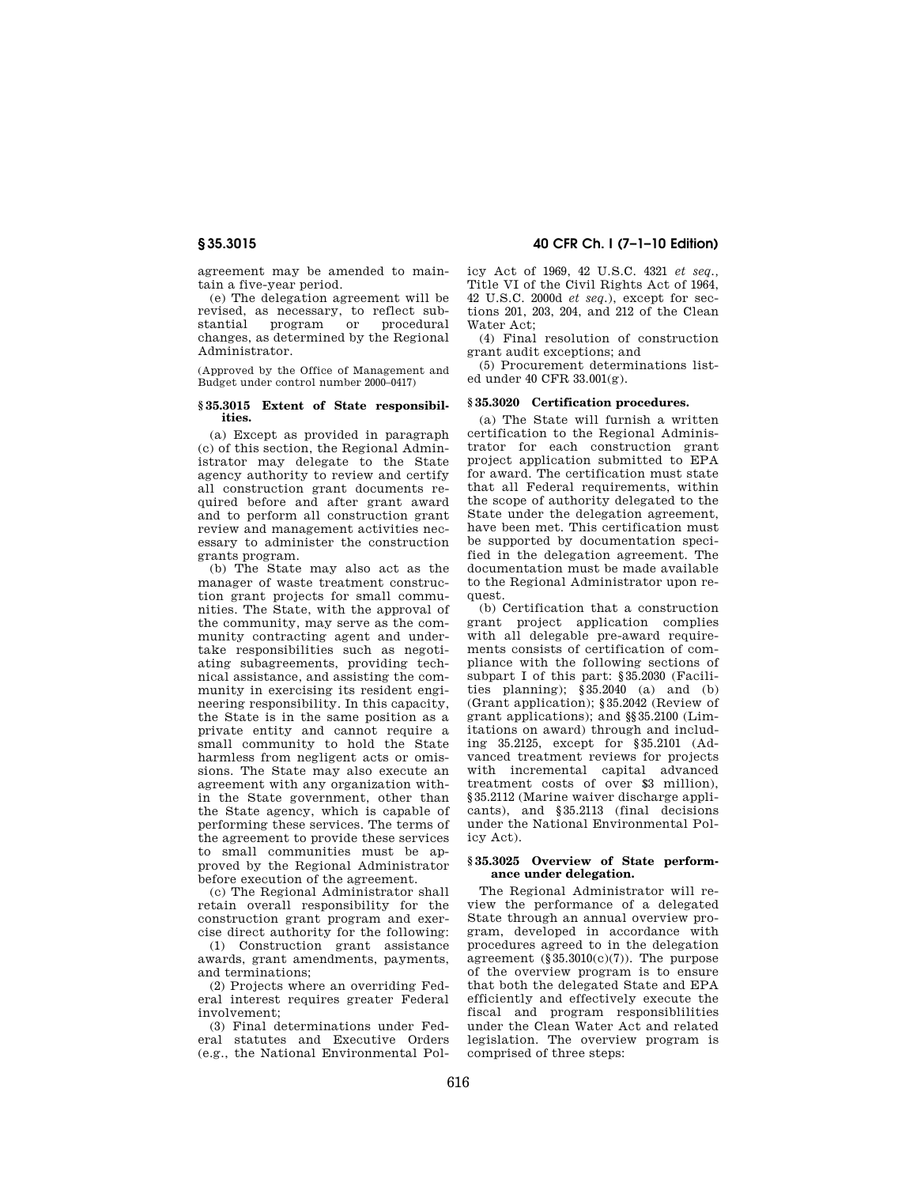agreement may be amended to maintain a five-year period.

(e) The delegation agreement will be revised, as necessary, to reflect substantial program or procedural changes, as determined by the Regional Administrator.

(Approved by the Office of Management and Budget under control number 2000–0417)

### § 35.3015 Extent of State responsibilities.

(a) Except as provided in paragraph (c) of this section, the Regional Administrator may delegate to the State agency authority to review and certify all construction grant documents required before and after grant award and to perform all construction grant review and management activities necessary to administer the construction grants program.

(b) The State may also act as the manager of waste treatment construction grant projects for small communities. The State, with the approval of the community, may serve as the community contracting agent and undertake responsibilities such as negotiating subagreements, providing technical assistance, and assisting the community in exercising its resident engineering responsibility. In this capacity, the State is in the same position as a private entity and cannot require a small community to hold the State harmless from negligent acts or omissions. The State may also execute an agreement with any organization within the State government, other than the State agency, which is capable of performing these services. The terms of the agreement to provide these services to small communities must be approved by the Regional Administrator before execution of the agreement.

(c) The Regional Administrator shall retain overall responsibility for the construction grant program and exercise direct authority for the following:

(1) Construction grant assistance awards, grant amendments, payments, and terminations;

(2) Projects where an overriding Federal interest requires greater Federal involvement;

(3) Final determinations under Federal statutes and Executive Orders (e.g., the National Environmental Policy Act of 1969, 42 U.S.C. 4321 *et seq.*, Title VI of the Civil Rights Act of 1964, 42 U.S.C. 2000d *et seq.*), except for sections 201, 203, 204, and 212 of the Clean Water Act;

(4) Final resolution of construction grant audit exceptions; and

(5) Procurement determinations listed under 40 CFR 33.001(g).

### § 35.3020 Certification procedures.

(a) The State will furnish a written certification to the Regional Administrator for each construction grant project application submitted to EPA for award. The certification must state that all Federal requirements, within the scope of authority delegated to the State under the delegation agreement, have been met. This certification must be supported by documentation specified in the delegation agreement. The documentation must be made available to the Regional Administrator upon request.

(b) Certification that a construction grant project application complies with all delegable pre-award requirements consists of certification of compliance with the following sections of subpart I of this part: § 35.2030 (Facilities planning); § 35.2040 (a) and (b) (Grant application); § 35.2042 (Review of grant applications); and §§ 35.2100 (Limitations on award) through and including 35.2125, except for § 35.2101 (Advanced treatment reviews for projects with incremental capital advanced treatment costs of over $3 million), § 35.2112 (Marine waiver discharge applicants), and § 35.2113 (final decisions under the National Environmental Policy Act).

### § 35.3025 Overview of State performance under delegation.

The Regional Administrator will review the performance of a delegated State through an annual overview program, developed in accordance with procedures agreed to in the delegation agreement (§ 35.3010(c)(7)). The purpose of the overview program is to ensure that both the delegated State and EPA efficiently and effectively execute the fiscal and program responsiblilities under the Clean Water Act and related legislation. The overview program is comprised of three steps: